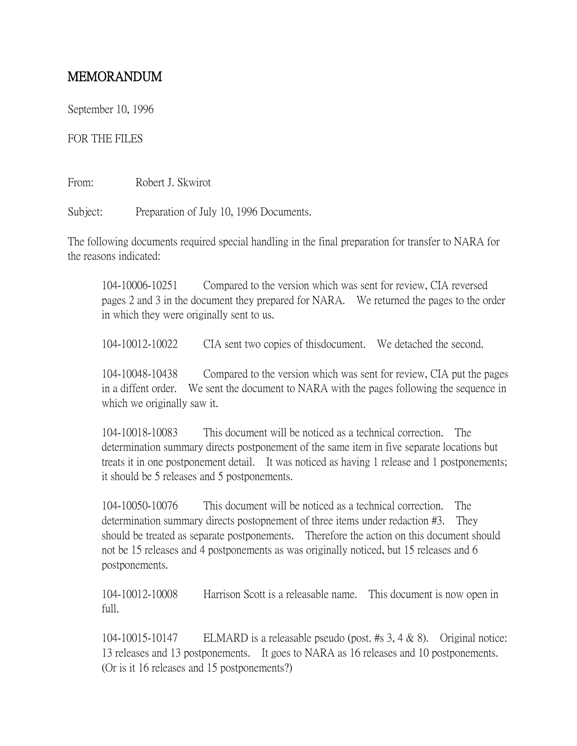# MEMORANDUM

September 10, 1996

FOR THE FILES

From: Robert J. Skwirot

Subject: Preparation of July 10, 1996 Documents.

The following documents required special handling in the final preparation for transfer to NARA for the reasons indicated:

104-10006-10251 Compared to the version which was sent for review, CIA reversed pages 2 and 3 in the document they prepared for NARA. We returned the pages to the order in which they were originally sent to us.

104-10012-10022 CIA sent two copies of thisdocument. We detached the second.

104-10048-10438 Compared to the version which was sent for review, CIA put the pages in a diffent order. We sent the document to NARA with the pages following the sequence in which we originally saw it.

104-10018-10083 This document will be noticed as a technical correction. The determination summary directs postponement of the same item in five separate locations but treats it in one postponement detail. It was noticed as having 1 release and 1 postponements; it should be 5 releases and 5 postponements.

104-10050-10076 This document will be noticed as a technical correction. The determination summary directs postopnement of three items under redaction #3. They should be treated as separate postponements. Therefore the action on this document should not be 15 releases and 4 postponements as was originally noticed, but 15 releases and 6 postponements.

104-10012-10008 Harrison Scott is a releasable name. This document is now open in full.

104-10015-10147 ELMARD is a releasable pseudo (post. #s 3, 4 & 8). Original notice: 13 releases and 13 postponements. It goes to NARA as 16 releases and 10 postponements. (Or is it 16 releases and 15 postponements?)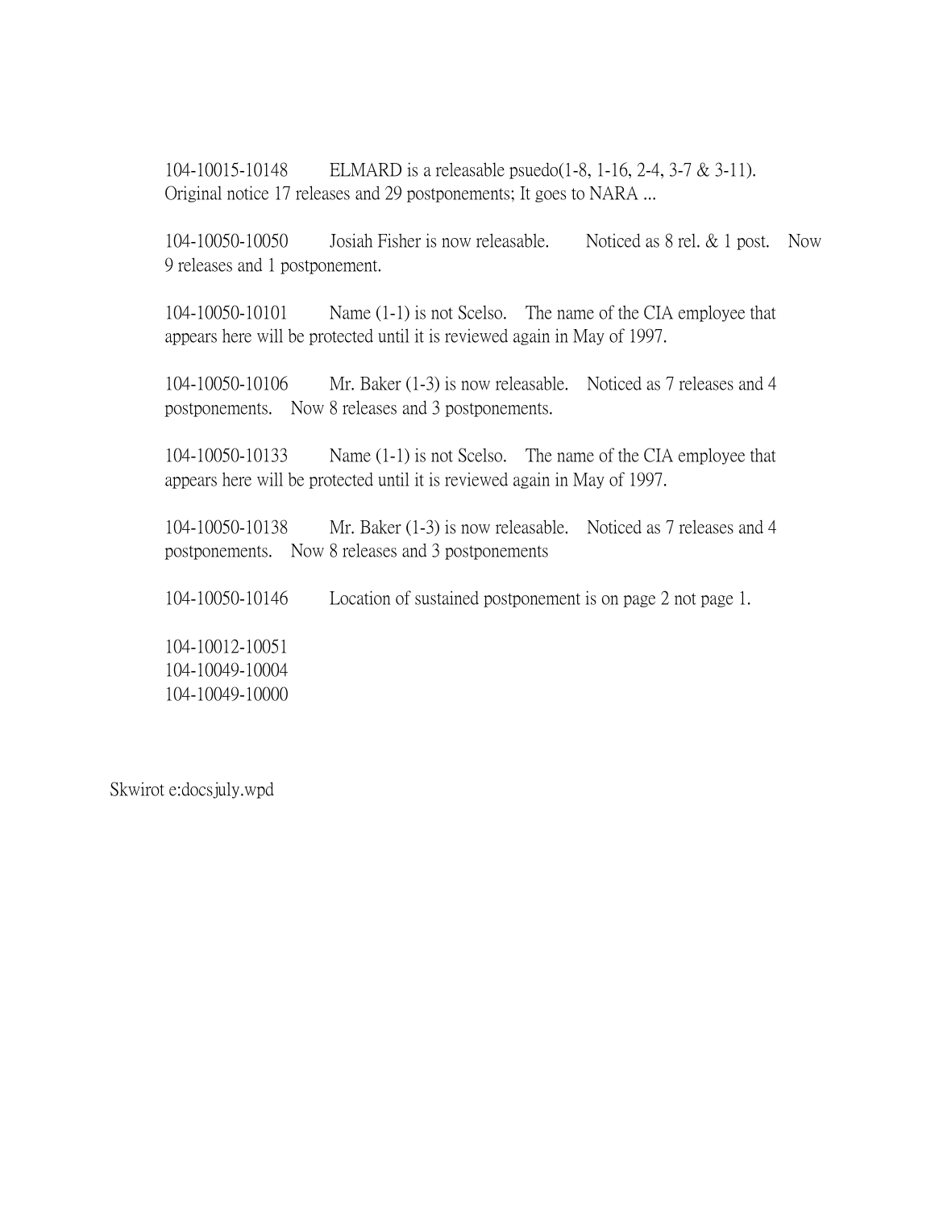104-10015-10148 ELMARD is a releasable psuedo(1-8, 1-16, 2-4, 3-7 & 3-11). Original notice 17 releases and 29 postponements; It goes to NARA ...

104-10050-10050 Josiah Fisher is now releasable. Noticed as 8 rel. & 1 post. Now 9 releases and 1 postponement.

104-10050-10101 Name (1-1) is not Scelso. The name of the CIA employee that appears here will be protected until it is reviewed again in May of 1997.

104-10050-10106 Mr. Baker (1-3) is now releasable. Noticed as 7 releases and 4 postponements. Now 8 releases and 3 postponements.

104-10050-10133 Name (1-1) is not Scelso. The name of the CIA employee that appears here will be protected until it is reviewed again in May of 1997.

104-10050-10138 Mr. Baker (1-3) is now releasable. Noticed as 7 releases and 4 postponements. Now 8 releases and 3 postponements

104-10050-10146 Location of sustained postponement is on page 2 not page 1.

104-10012-10051
104-10049-10004
104-10049-10000

Skwirot e:docsjuly.wpd